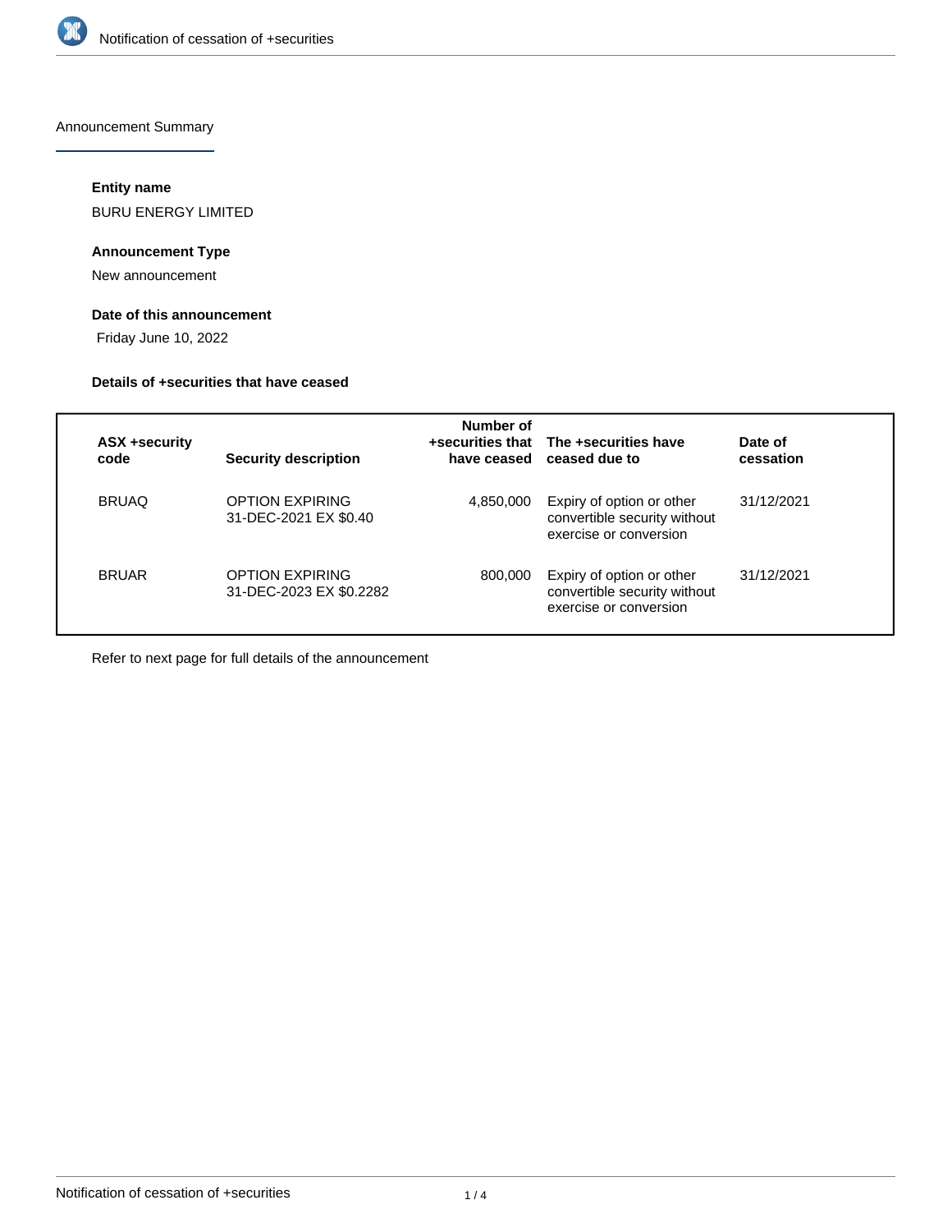Announcement Summary

**Entity name**

BURU ENERGY LIMITED

**Announcement Type**

New announcement

**Date of this announcement**

Friday June 10, 2022

**Details of +securities that have ceased**

| ASX +security code | Security description | Number of +securities that have ceased | The +securities have ceased due to | Date of cessation |
| --- | --- | --- | --- | --- |
| BRUAQ | OPTION EXPIRING 31-DEC-2021 EX $0.40 | 4,850,000 | Expiry of option or other convertible security without exercise or conversion | 31/12/2021 |
| BRUAR | OPTION EXPIRING 31-DEC-2023 EX $0.2282 | 800,000 | Expiry of option or other convertible security without exercise or conversion | 31/12/2021 |

Refer to next page for full details of the announcement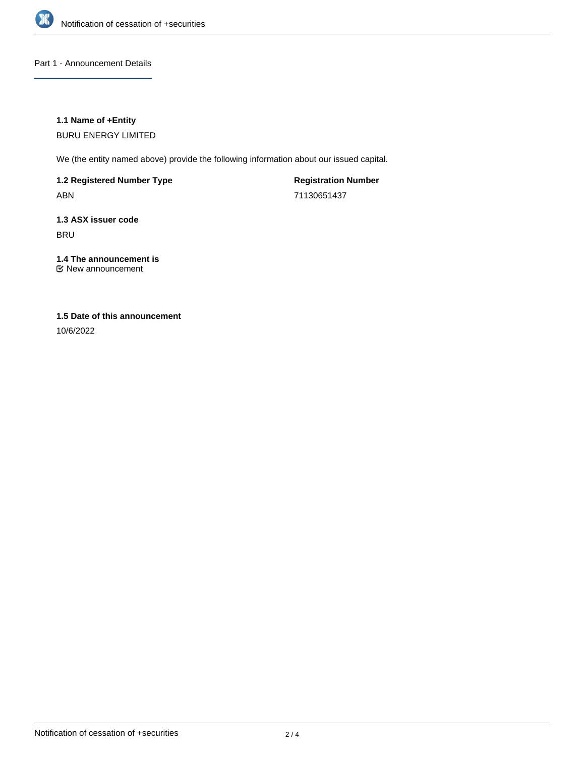## Part 1 - Announcement Details

### 1.1 Name of +Entity

BURU ENERGY LIMITED

We (the entity named above) provide the following information about our issued capital.

**1.2 Registered Number Type**

ABN

**Registration Number**

71130651437

### 1.3 ASX issuer code

BRU

### 1.4 The announcement is

☑ New announcement

### 1.5 Date of this announcement

10/6/2022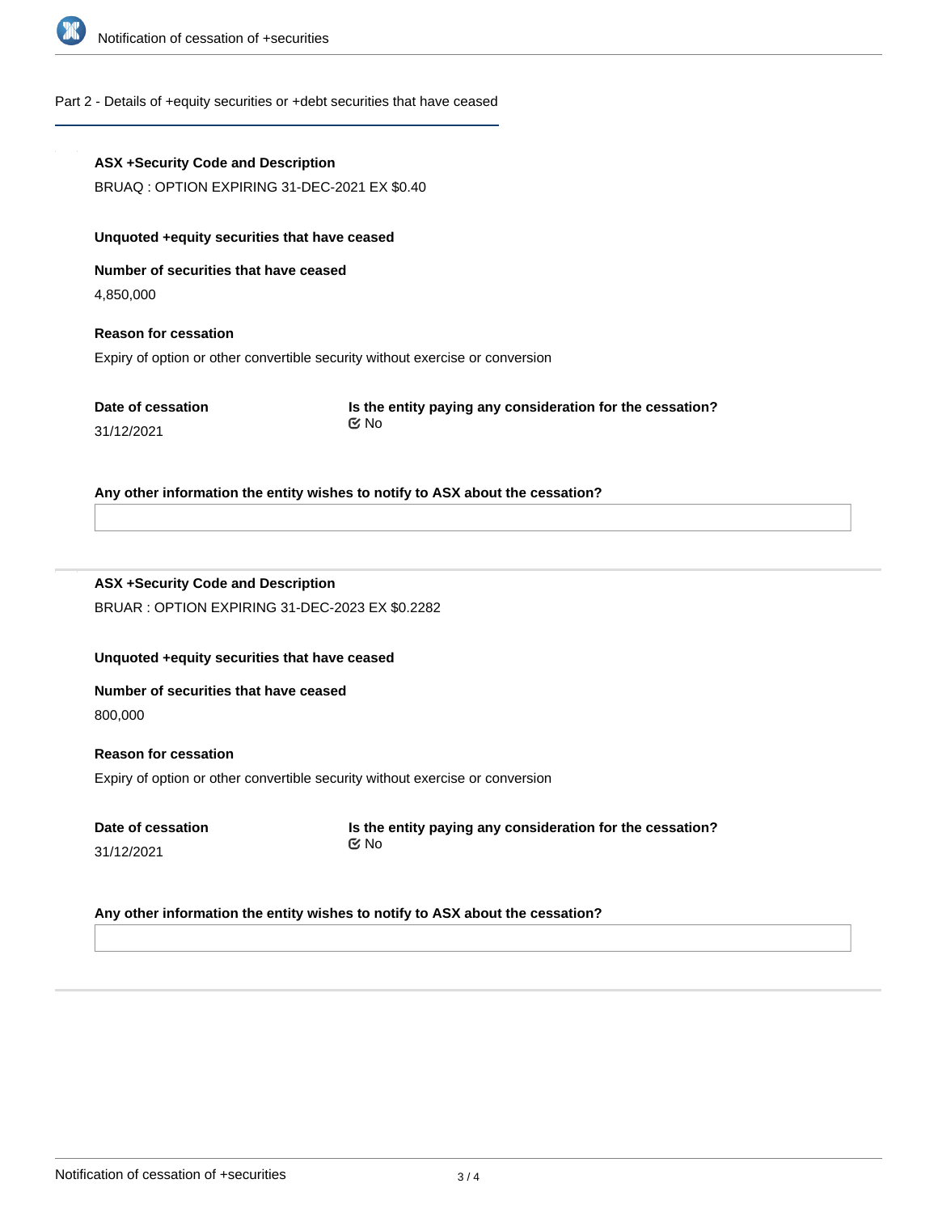## Part 2 - Details of +equity securities or +debt securities that have ceased

**ASX +Security Code and Description**

BRUAQ : OPTION EXPIRING 31-DEC-2021 EX $0.40

**Unquoted +equity securities that have ceased**

**Number of securities that have ceased**

4,850,000

**Reason for cessation**

Expiry of option or other convertible security without exercise or conversion

**Date of cessation**

31/12/2021

**Is the entity paying any consideration for the cessation?**

No

**Any other information the entity wishes to notify to ASX about the cessation?**

---

**ASX +Security Code and Description**

BRUAR : OPTION EXPIRING 31-DEC-2023 EX $0.2282

**Unquoted +equity securities that have ceased**

**Number of securities that have ceased**

800,000

**Reason for cessation**

Expiry of option or other convertible security without exercise or conversion

**Date of cessation**

31/12/2021

**Is the entity paying any consideration for the cessation?**

No

**Any other information the entity wishes to notify to ASX about the cessation?**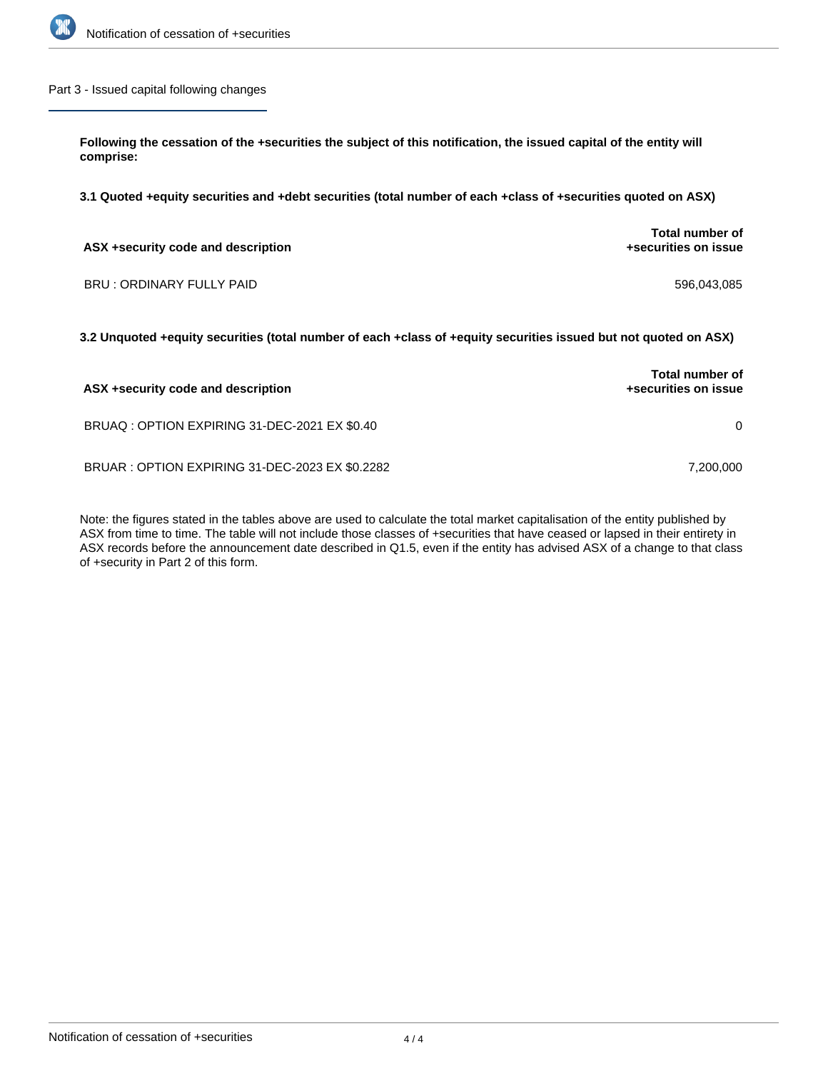## Part 3 - Issued capital following changes

**Following the cessation of the +securities the subject of this notification, the issued capital of the entity will comprise:**

**3.1 Quoted +equity securities and +debt securities (total number of each +class of +securities quoted on ASX)**

| ASX +security code and description | Total number of +securities on issue |
|---|---|
| BRU : ORDINARY FULLY PAID | 596,043,085 |

**3.2 Unquoted +equity securities (total number of each +class of +equity securities issued but not quoted on ASX)**

| ASX +security code and description | Total number of +securities on issue |
|---|---|
| BRUAQ : OPTION EXPIRING 31-DEC-2021 EX $0.40 | 0 |
| BRUAR : OPTION EXPIRING 31-DEC-2023 EX $0.2282 | 7,200,000 |

Note: the figures stated in the tables above are used to calculate the total market capitalisation of the entity published by ASX from time to time. The table will not include those classes of +securities that have ceased or lapsed in their entirety in ASX records before the announcement date described in Q1.5, even if the entity has advised ASX of a change to that class of +security in Part 2 of this form.